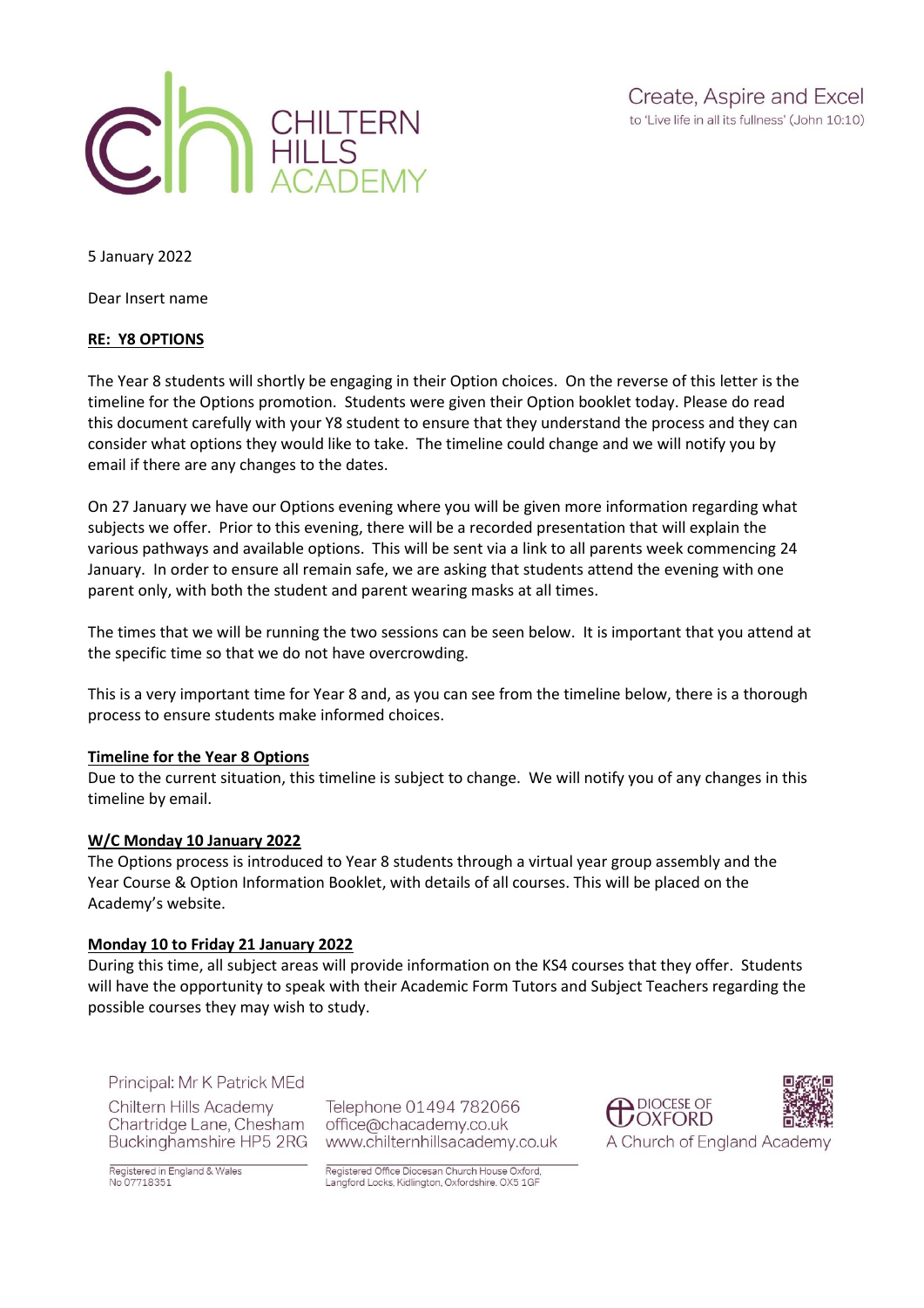CHILTERN HILLS ACADEMY

Create, Aspire and Excel
to 'Live life in all its fullness' (John 10:10)

5 January 2022

Dear Insert name

**RE: Y8 OPTIONS**

The Year 8 students will shortly be engaging in their Option choices. On the reverse of this letter is the timeline for the Options promotion. Students were given their Option booklet today. Please do read this document carefully with your Y8 student to ensure that they understand the process and they can consider what options they would like to take. The timeline could change and we will notify you by email if there are any changes to the dates.

On 27 January we have our Options evening where you will be given more information regarding what subjects we offer. Prior to this evening, there will be a recorded presentation that will explain the various pathways and available options. This will be sent via a link to all parents week commencing 24 January. In order to ensure all remain safe, we are asking that students attend the evening with one parent only, with both the student and parent wearing masks at all times.

The times that we will be running the two sessions can be seen below. It is important that you attend at the specific time so that we do not have overcrowding.

This is a very important time for Year 8 and, as you can see from the timeline below, there is a thorough process to ensure students make informed choices.

**Timeline for the Year 8 Options**

Due to the current situation, this timeline is subject to change. We will notify you of any changes in this timeline by email.

**W/C Monday 10 January 2022**

The Options process is introduced to Year 8 students through a virtual year group assembly and the Year Course & Option Information Booklet, with details of all courses. This will be placed on the Academy's website.

**Monday 10 to Friday 21 January 2022**

During this time, all subject areas will provide information on the KS4 courses that they offer. Students will have the opportunity to speak with their Academic Form Tutors and Subject Teachers regarding the possible courses they may wish to study.

Principal: Mr K Patrick MEd

Chiltern Hills Academy
Chartridge Lane, Chesham
Buckinghamshire HP5 2RG

Telephone 01494 782066
office@chacademy.co.uk
www.chilternhillsacademy.co.uk

DIOCESE OF OXFORD
A Church of England Academy

Registered in England & Wales
No 07718351

Registered Office Diocesan Church House Oxford, Langford Locks, Kidlington, Oxfordshire. OX5 1GF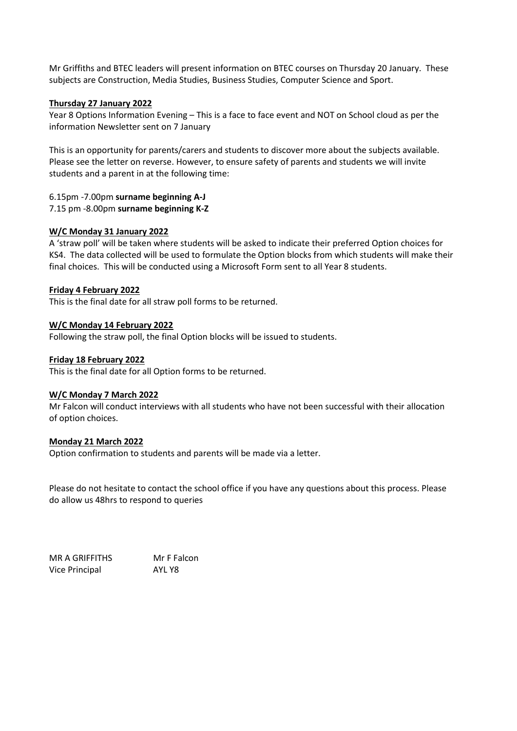Mr Griffiths and BTEC leaders will present information on BTEC courses on Thursday 20 January. These subjects are Construction, Media Studies, Business Studies, Computer Science and Sport.

**Thursday 27 January 2022**

Year 8 Options Information Evening – This is a face to face event and NOT on School cloud as per the information Newsletter sent on 7 January

This is an opportunity for parents/carers and students to discover more about the subjects available. Please see the letter on reverse. However, to ensure safety of parents and students we will invite students and a parent in at the following time:

6.15pm -7.00pm **surname beginning A-J**
7.15 pm -8.00pm **surname beginning K-Z**

**W/C Monday 31 January 2022**

A 'straw poll' will be taken where students will be asked to indicate their preferred Option choices for KS4. The data collected will be used to formulate the Option blocks from which students will make their final choices. This will be conducted using a Microsoft Form sent to all Year 8 students.

**Friday 4 February 2022**

This is the final date for all straw poll forms to be returned.

**W/C Monday 14 February 2022**

Following the straw poll, the final Option blocks will be issued to students.

**Friday 18 February 2022**

This is the final date for all Option forms to be returned.

**W/C Monday 7 March 2022**

Mr Falcon will conduct interviews with all students who have not been successful with their allocation of option choices.

**Monday 21 March 2022**

Option confirmation to students and parents will be made via a letter.

Please do not hesitate to contact the school office if you have any questions about this process. Please do allow us 48hrs to respond to queries

| | |
|---|---|
| MR A GRIFFITHS | Mr F Falcon |
| Vice Principal | AYL Y8 |